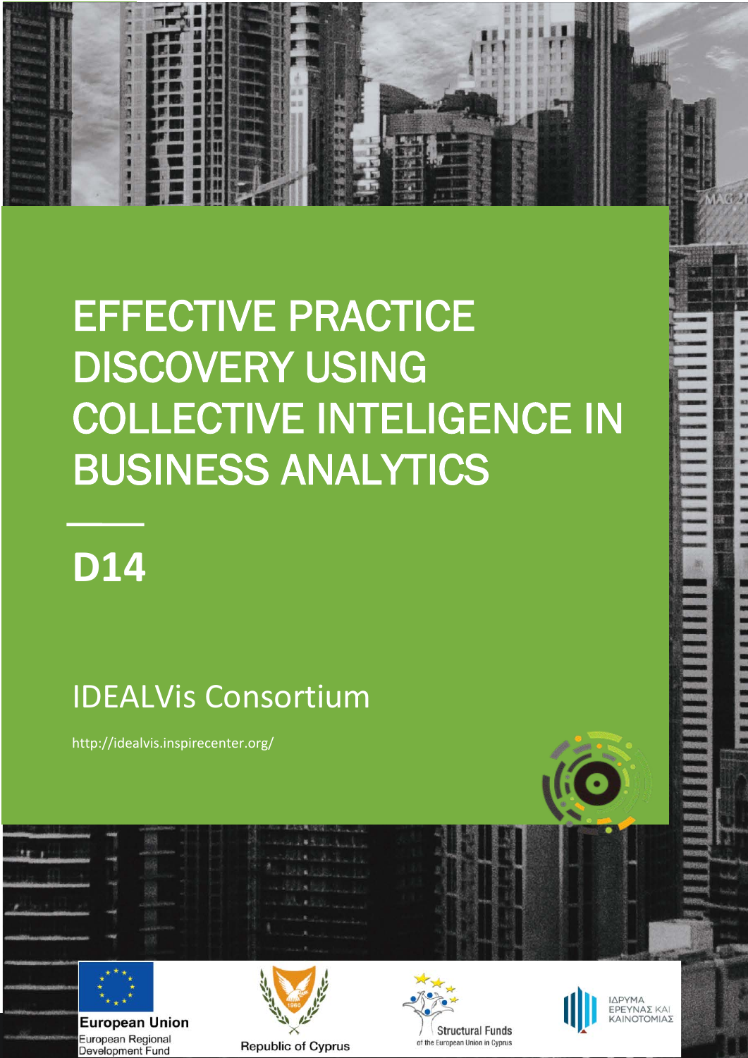# EFFECTIVE PRACTICE DISCOVERY USING COLLECTIVE INTELIGENCE IN BUSINESS ANALYTICS

## D14

IDEALVis Consortium

http://idealvis.inspirecenter.org/

European Union
European Regional Development Fund

Republic of Cyprus

Structural Funds
of the European Union in Cyprus

ΙΔΡΥΜΑ ΕΡΕΥΝΑΣ ΚΑΙ ΚΑΙΝΟΤΟΜΙΑΣ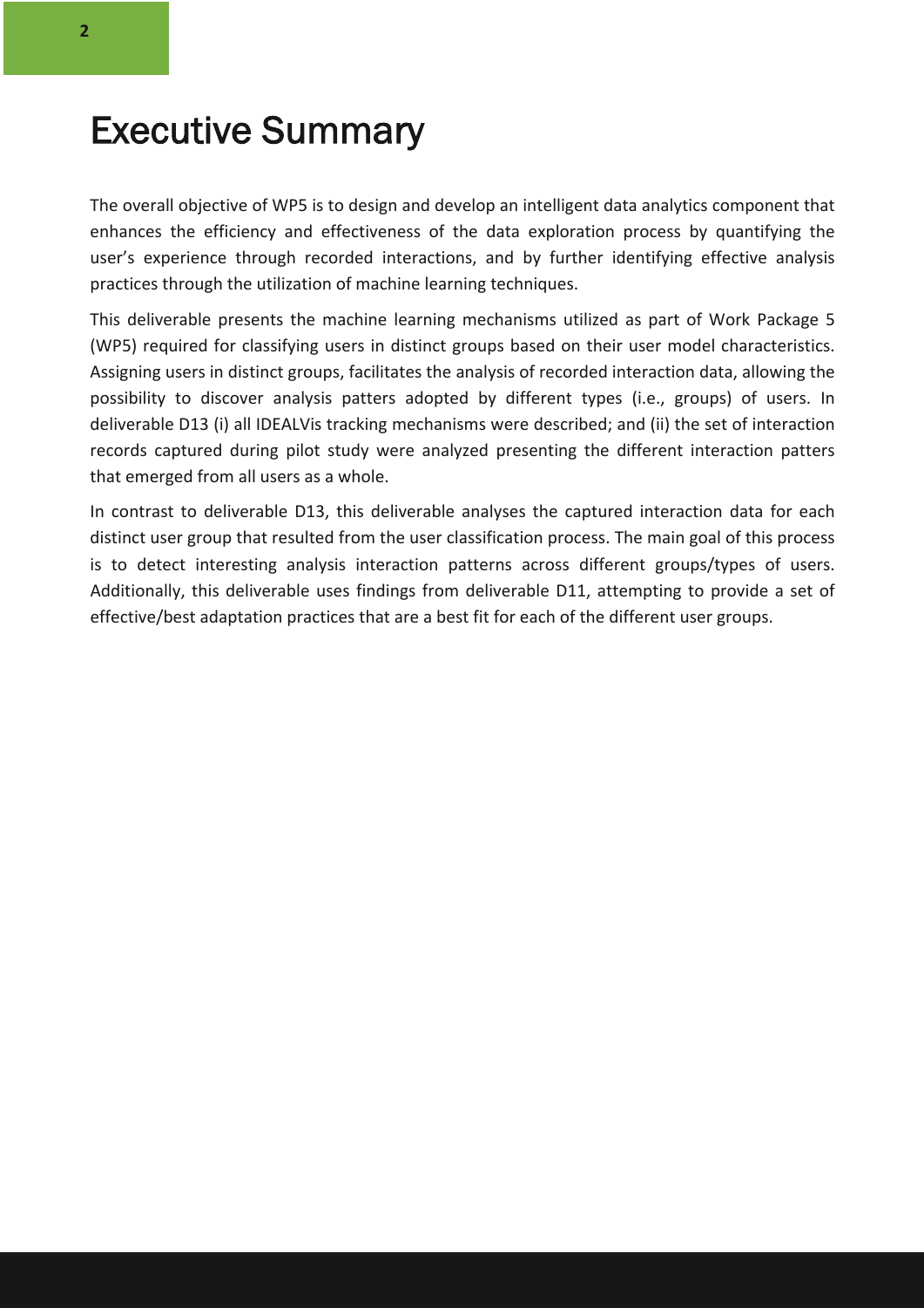# Executive Summary

The overall objective of WP5 is to design and develop an intelligent data analytics component that enhances the efficiency and effectiveness of the data exploration process by quantifying the user's experience through recorded interactions, and by further identifying effective analysis practices through the utilization of machine learning techniques.

This deliverable presents the machine learning mechanisms utilized as part of Work Package 5 (WP5) required for classifying users in distinct groups based on their user model characteristics. Assigning users in distinct groups, facilitates the analysis of recorded interaction data, allowing the possibility to discover analysis patters adopted by different types (i.e., groups) of users. In deliverable D13 (i) all IDEALVis tracking mechanisms were described; and (ii) the set of interaction records captured during pilot study were analyzed presenting the different interaction patters that emerged from all users as a whole.

In contrast to deliverable D13, this deliverable analyses the captured interaction data for each distinct user group that resulted from the user classification process. The main goal of this process is to detect interesting analysis interaction patterns across different groups/types of users. Additionally, this deliverable uses findings from deliverable D11, attempting to provide a set of effective/best adaptation practices that are a best fit for each of the different user groups.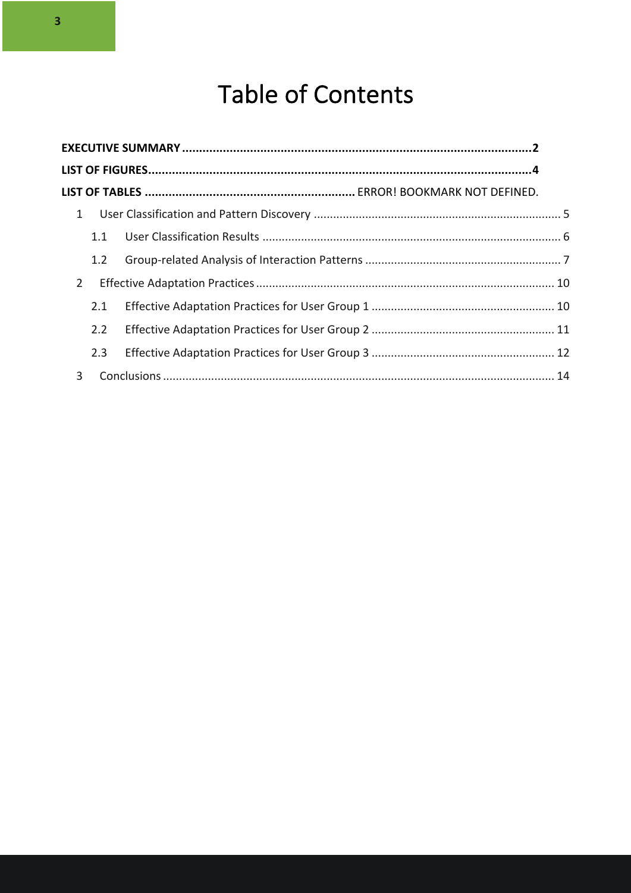# Table of Contents

**EXECUTIVE SUMMARY ........................................................................................................2**

**LIST OF FIGURES...................................................................................................................4**

**LIST OF TABLES ..............................................................** ERROR! BOOKMARK NOT DEFINED.

1 User Classification and Pattern Discovery ............................................................................ 5

1.1 User Classification Results ............................................................................................ 6

1.2 Group-related Analysis of Interaction Patterns ............................................................ 7

2 Effective Adaptation Practices ............................................................................................ 10

2.1 Effective Adaptation Practices for User Group 1 ......................................................... 10

2.2 Effective Adaptation Practices for User Group 2 ......................................................... 11

2.3 Effective Adaptation Practices for User Group 3 ......................................................... 12

3 Conclusions ......................................................................................................................... 14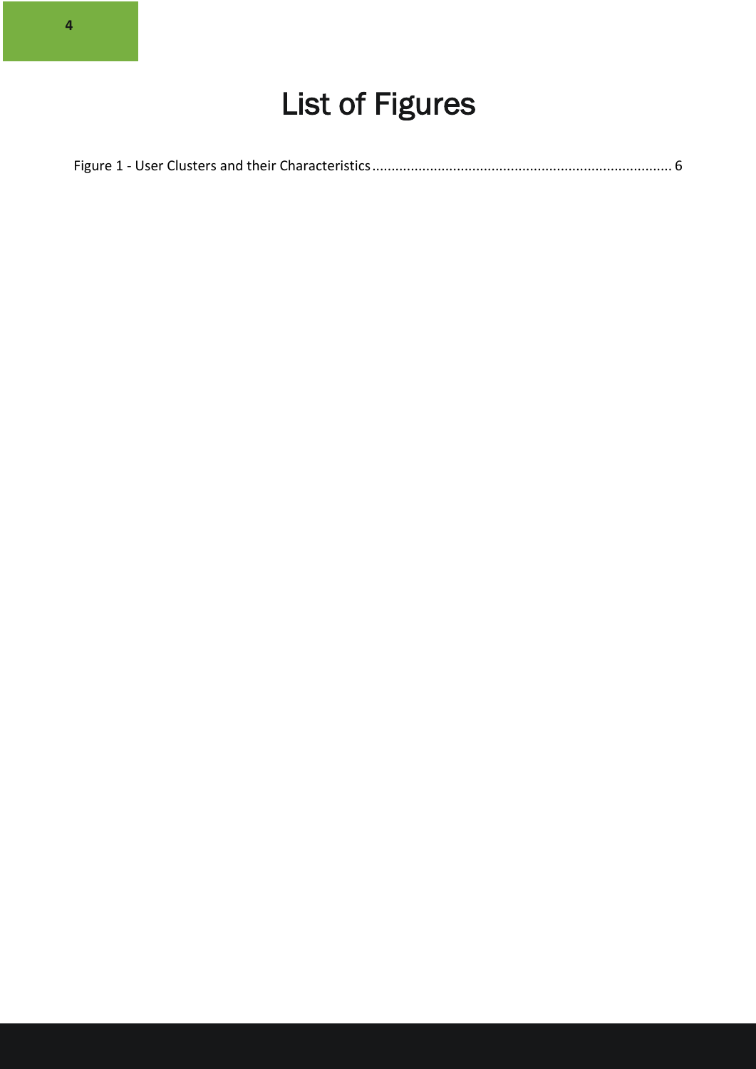# List of Figures

Figure 1 - User Clusters and their Characteristics ............................................................................. 6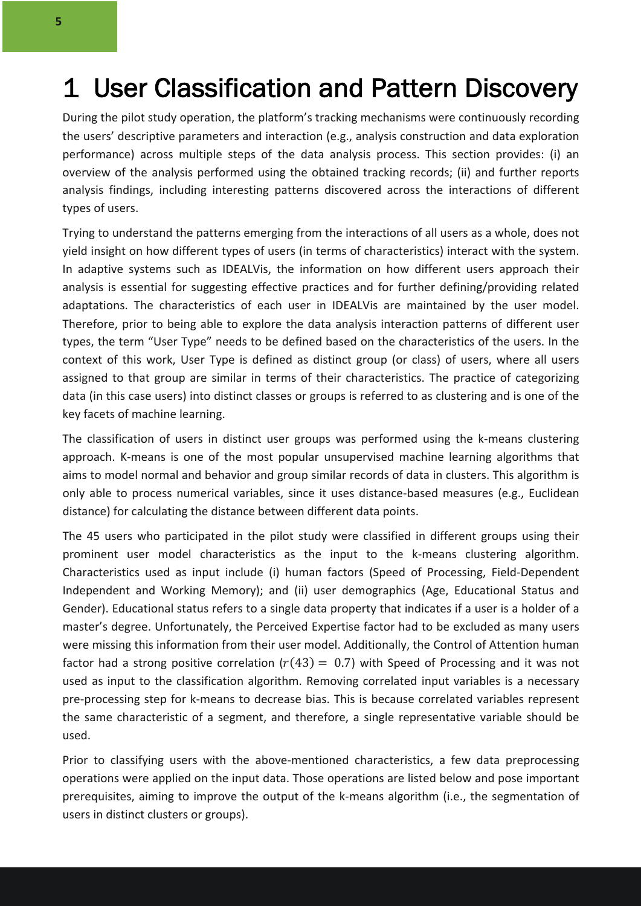# 1 User Classification and Pattern Discovery

During the pilot study operation, the platform's tracking mechanisms were continuously recording the users' descriptive parameters and interaction (e.g., analysis construction and data exploration performance) across multiple steps of the data analysis process. This section provides: (i) an overview of the analysis performed using the obtained tracking records; (ii) and further reports analysis findings, including interesting patterns discovered across the interactions of different types of users.

Trying to understand the patterns emerging from the interactions of all users as a whole, does not yield insight on how different types of users (in terms of characteristics) interact with the system. In adaptive systems such as IDEALVis, the information on how different users approach their analysis is essential for suggesting effective practices and for further defining/providing related adaptations. The characteristics of each user in IDEALVis are maintained by the user model. Therefore, prior to being able to explore the data analysis interaction patterns of different user types, the term "User Type" needs to be defined based on the characteristics of the users. In the context of this work, User Type is defined as distinct group (or class) of users, where all users assigned to that group are similar in terms of their characteristics. The practice of categorizing data (in this case users) into distinct classes or groups is referred to as clustering and is one of the key facets of machine learning.

The classification of users in distinct user groups was performed using the k-means clustering approach. K-means is one of the most popular unsupervised machine learning algorithms that aims to model normal and behavior and group similar records of data in clusters. This algorithm is only able to process numerical variables, since it uses distance-based measures (e.g., Euclidean distance) for calculating the distance between different data points.

The 45 users who participated in the pilot study were classified in different groups using their prominent user model characteristics as the input to the k-means clustering algorithm. Characteristics used as input include (i) human factors (Speed of Processing, Field-Dependent Independent and Working Memory); and (ii) user demographics (Age, Educational Status and Gender). Educational status refers to a single data property that indicates if a user is a holder of a master's degree. Unfortunately, the Perceived Expertise factor had to be excluded as many users were missing this information from their user model. Additionally, the Control of Attention human factor had a strong positive correlation ($r(43) = 0.7$) with Speed of Processing and it was not used as input to the classification algorithm. Removing correlated input variables is a necessary pre-processing step for k-means to decrease bias. This is because correlated variables represent the same characteristic of a segment, and therefore, a single representative variable should be used.

Prior to classifying users with the above-mentioned characteristics, a few data preprocessing operations were applied on the input data. Those operations are listed below and pose important prerequisites, aiming to improve the output of the k-means algorithm (i.e., the segmentation of users in distinct clusters or groups).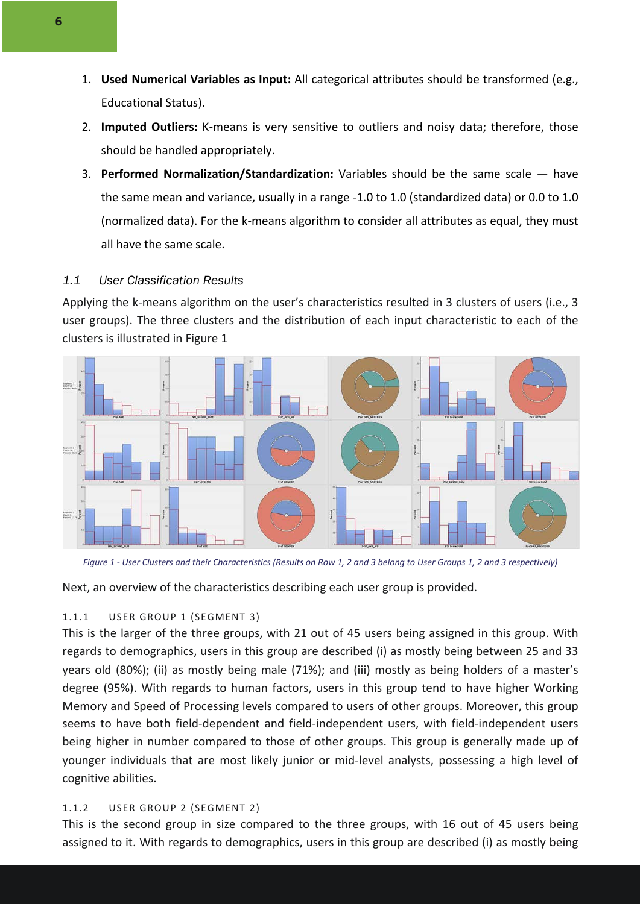1. **Used Numerical Variables as Input:** All categorical attributes should be transformed (e.g., Educational Status).
2. **Imputed Outliers:** K-means is very sensitive to outliers and noisy data; therefore, those should be handled appropriately.
3. **Performed Normalization/Standardization:** Variables should be the same scale — have the same mean and variance, usually in a range -1.0 to 1.0 (standardized data) or 0.0 to 1.0 (normalized data). For the k-means algorithm to consider all attributes as equal, they must all have the same scale.

### *1.1 User Classification Results*

Applying the k-means algorithm on the user's characteristics resulted in 3 clusters of users (i.e., 3 user groups). The three clusters and the distribution of each input characteristic to each of the clusters is illustrated in Figure 1

*Figure 1 - User Clusters and their Characteristics (Results on Row 1, 2 and 3 belong to User Groups 1, 2 and 3 respectively)*

Next, an overview of the characteristics describing each user group is provided.

#### 1.1.1 USER GROUP 1 (SEGMENT 3)

This is the larger of the three groups, with 21 out of 45 users being assigned in this group. With regards to demographics, users in this group are described (i) as mostly being between 25 and 33 years old (80%); (ii) as mostly being male (71%); and (iii) mostly as being holders of a master's degree (95%). With regards to human factors, users in this group tend to have higher Working Memory and Speed of Processing levels compared to users of other groups. Moreover, this group seems to have both field-dependent and field-independent users, with field-independent users being higher in number compared to those of other groups. This group is generally made up of younger individuals that are most likely junior or mid-level analysts, possessing a high level of cognitive abilities.

#### 1.1.2 USER GROUP 2 (SEGMENT 2)

This is the second group in size compared to the three groups, with 16 out of 45 users being assigned to it. With regards to demographics, users in this group are described (i) as mostly being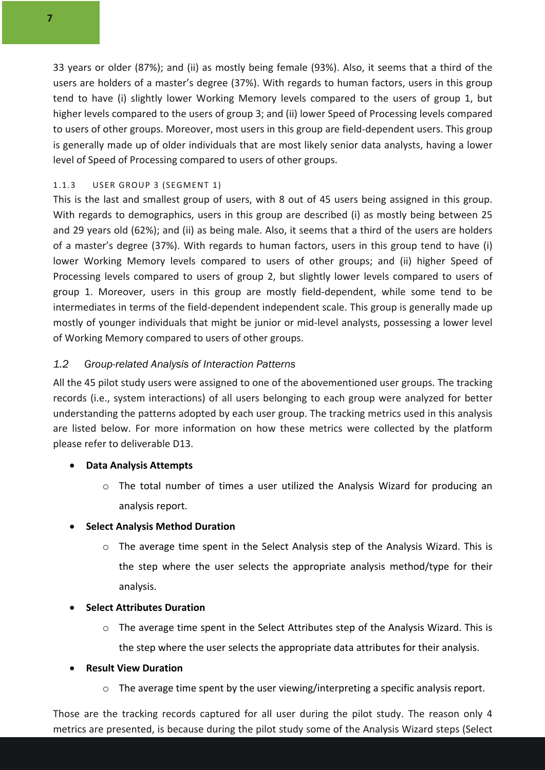33 years or older (87%); and (ii) as mostly being female (93%). Also, it seems that a third of the users are holders of a master's degree (37%). With regards to human factors, users in this group tend to have (i) slightly lower Working Memory levels compared to the users of group 1, but higher levels compared to the users of group 3; and (ii) lower Speed of Processing levels compared to users of other groups. Moreover, most users in this group are field-dependent users. This group is generally made up of older individuals that are most likely senior data analysts, having a lower level of Speed of Processing compared to users of other groups.

#### 1.1.3 USER GROUP 3 (SEGMENT 1)

This is the last and smallest group of users, with 8 out of 45 users being assigned in this group. With regards to demographics, users in this group are described (i) as mostly being between 25 and 29 years old (62%); and (ii) as being male. Also, it seems that a third of the users are holders of a master's degree (37%). With regards to human factors, users in this group tend to have (i) lower Working Memory levels compared to users of other groups; and (ii) higher Speed of Processing levels compared to users of group 2, but slightly lower levels compared to users of group 1. Moreover, users in this group are mostly field-dependent, while some tend to be intermediates in terms of the field-dependent independent scale. This group is generally made up mostly of younger individuals that might be junior or mid-level analysts, possessing a lower level of Working Memory compared to users of other groups.

### *1.2 Group-related Analysis of Interaction Patterns*

All the 45 pilot study users were assigned to one of the abovementioned user groups. The tracking records (i.e., system interactions) of all users belonging to each group were analyzed for better understanding the patterns adopted by each user group. The tracking metrics used in this analysis are listed below. For more information on how these metrics were collected by the platform please refer to deliverable D13.

- **Data Analysis Attempts**
  - The total number of times a user utilized the Analysis Wizard for producing an analysis report.
- **Select Analysis Method Duration**
  - The average time spent in the Select Analysis step of the Analysis Wizard. This is the step where the user selects the appropriate analysis method/type for their analysis.
- **Select Attributes Duration**
  - The average time spent in the Select Attributes step of the Analysis Wizard. This is the step where the user selects the appropriate data attributes for their analysis.
- **Result View Duration**
  - The average time spent by the user viewing/interpreting a specific analysis report.

Those are the tracking records captured for all user during the pilot study. The reason only 4 metrics are presented, is because during the pilot study some of the Analysis Wizard steps (Select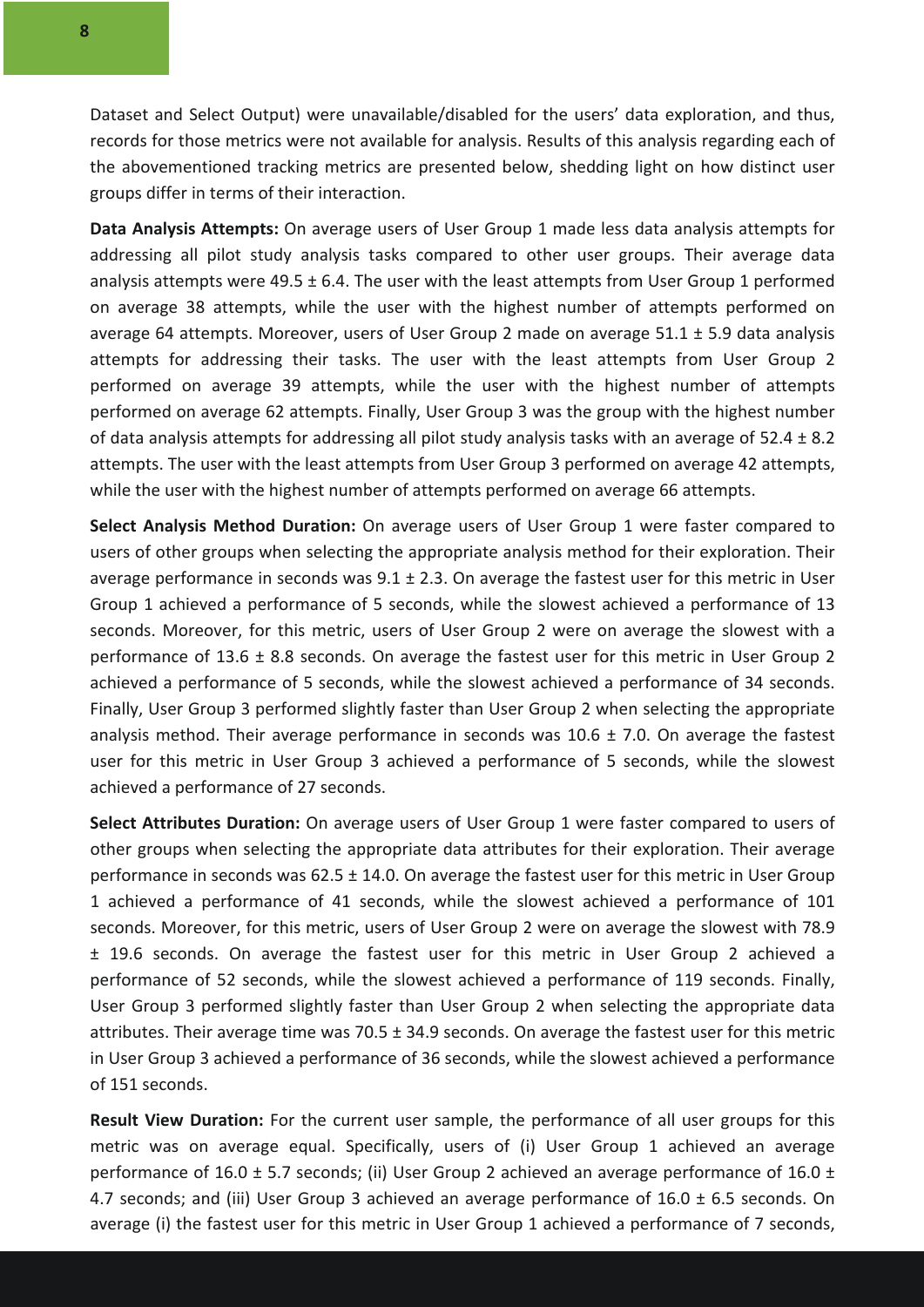Dataset and Select Output) were unavailable/disabled for the users' data exploration, and thus, records for those metrics were not available for analysis. Results of this analysis regarding each of the abovementioned tracking metrics are presented below, shedding light on how distinct user groups differ in terms of their interaction.

**Data Analysis Attempts:** On average users of User Group 1 made less data analysis attempts for addressing all pilot study analysis tasks compared to other user groups. Their average data analysis attempts were 49.5 ± 6.4. The user with the least attempts from User Group 1 performed on average 38 attempts, while the user with the highest number of attempts performed on average 64 attempts. Moreover, users of User Group 2 made on average 51.1 ± 5.9 data analysis attempts for addressing their tasks. The user with the least attempts from User Group 2 performed on average 39 attempts, while the user with the highest number of attempts performed on average 62 attempts. Finally, User Group 3 was the group with the highest number of data analysis attempts for addressing all pilot study analysis tasks with an average of 52.4 ± 8.2 attempts. The user with the least attempts from User Group 3 performed on average 42 attempts, while the user with the highest number of attempts performed on average 66 attempts.

**Select Analysis Method Duration:** On average users of User Group 1 were faster compared to users of other groups when selecting the appropriate analysis method for their exploration. Their average performance in seconds was 9.1 ± 2.3. On average the fastest user for this metric in User Group 1 achieved a performance of 5 seconds, while the slowest achieved a performance of 13 seconds. Moreover, for this metric, users of User Group 2 were on average the slowest with a performance of 13.6 ± 8.8 seconds. On average the fastest user for this metric in User Group 2 achieved a performance of 5 seconds, while the slowest achieved a performance of 34 seconds. Finally, User Group 3 performed slightly faster than User Group 2 when selecting the appropriate analysis method. Their average performance in seconds was 10.6 ± 7.0. On average the fastest user for this metric in User Group 3 achieved a performance of 5 seconds, while the slowest achieved a performance of 27 seconds.

**Select Attributes Duration:** On average users of User Group 1 were faster compared to users of other groups when selecting the appropriate data attributes for their exploration. Their average performance in seconds was 62.5 ± 14.0. On average the fastest user for this metric in User Group 1 achieved a performance of 41 seconds, while the slowest achieved a performance of 101 seconds. Moreover, for this metric, users of User Group 2 were on average the slowest with 78.9 ± 19.6 seconds. On average the fastest user for this metric in User Group 2 achieved a performance of 52 seconds, while the slowest achieved a performance of 119 seconds. Finally, User Group 3 performed slightly faster than User Group 2 when selecting the appropriate data attributes. Their average time was 70.5 ± 34.9 seconds. On average the fastest user for this metric in User Group 3 achieved a performance of 36 seconds, while the slowest achieved a performance of 151 seconds.

**Result View Duration:** For the current user sample, the performance of all user groups for this metric was on average equal. Specifically, users of (i) User Group 1 achieved an average performance of 16.0 ± 5.7 seconds; (ii) User Group 2 achieved an average performance of 16.0 ± 4.7 seconds; and (iii) User Group 3 achieved an average performance of 16.0 ± 6.5 seconds. On average (i) the fastest user for this metric in User Group 1 achieved a performance of 7 seconds,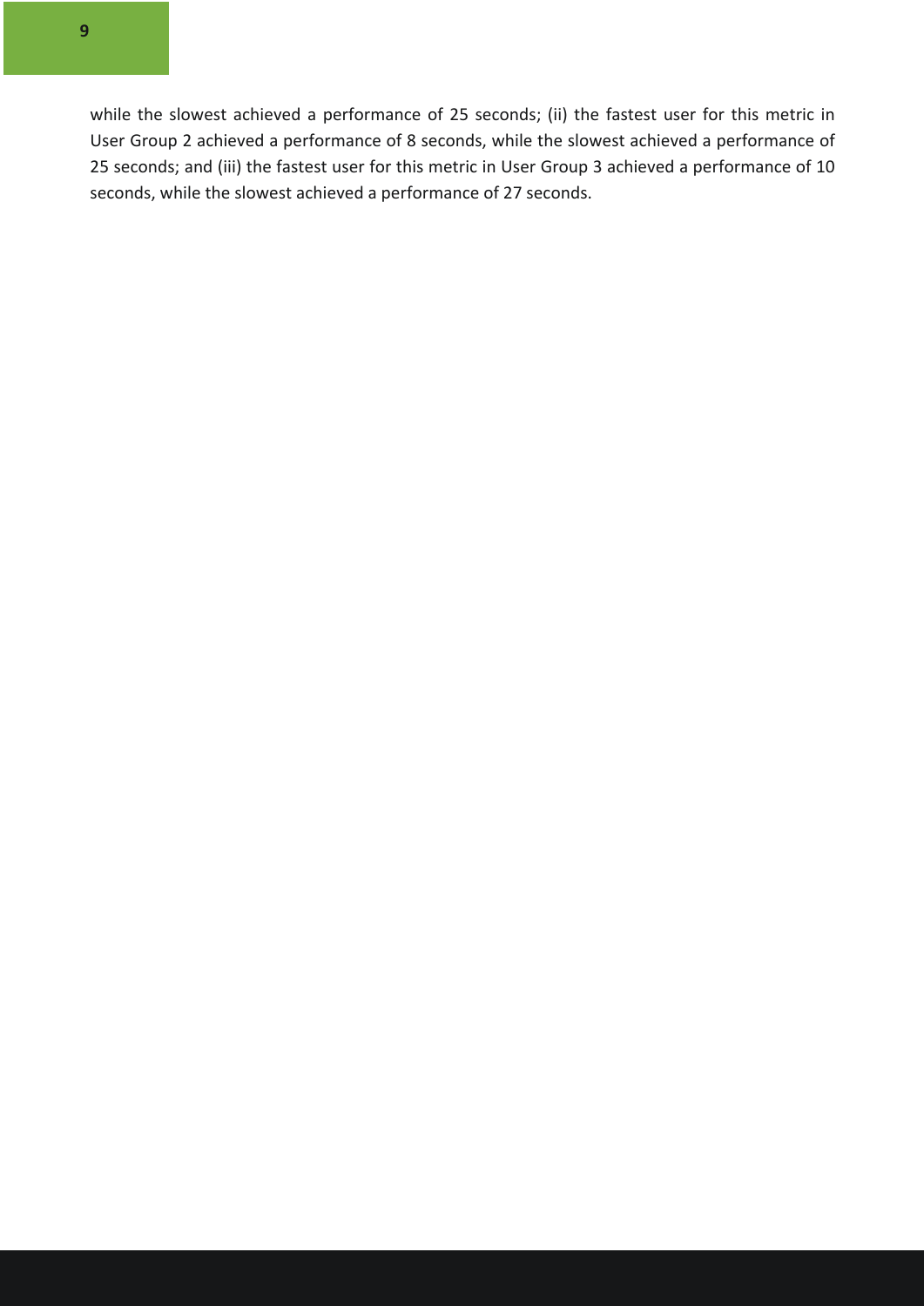while the slowest achieved a performance of 25 seconds; (ii) the fastest user for this metric in User Group 2 achieved a performance of 8 seconds, while the slowest achieved a performance of 25 seconds; and (iii) the fastest user for this metric in User Group 3 achieved a performance of 10 seconds, while the slowest achieved a performance of 27 seconds.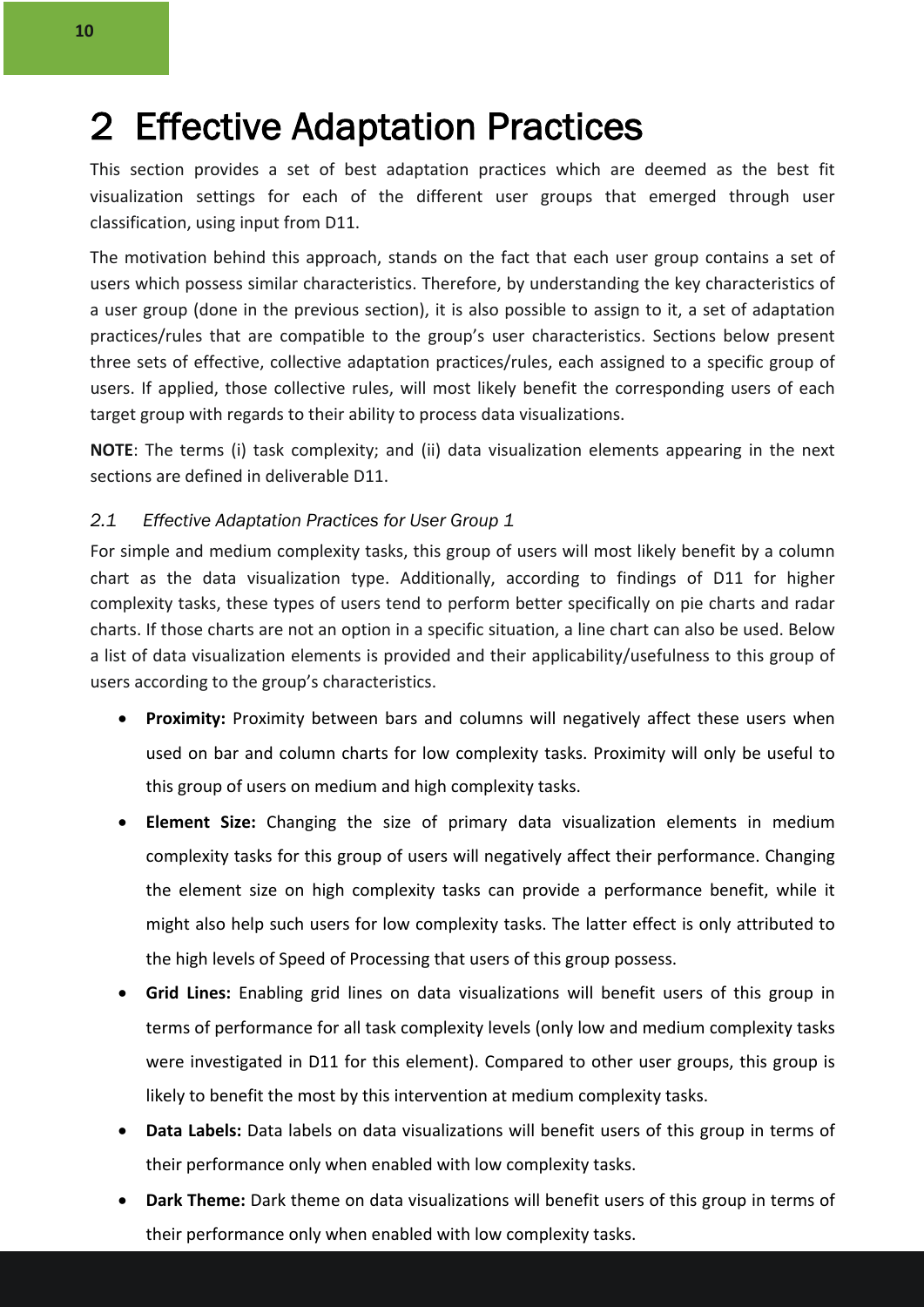# 2 Effective Adaptation Practices

This section provides a set of best adaptation practices which are deemed as the best fit visualization settings for each of the different user groups that emerged through user classification, using input from D11.

The motivation behind this approach, stands on the fact that each user group contains a set of users which possess similar characteristics. Therefore, by understanding the key characteristics of a user group (done in the previous section), it is also possible to assign to it, a set of adaptation practices/rules that are compatible to the group's user characteristics. Sections below present three sets of effective, collective adaptation practices/rules, each assigned to a specific group of users. If applied, those collective rules, will most likely benefit the corresponding users of each target group with regards to their ability to process data visualizations.

**NOTE**: The terms (i) task complexity; and (ii) data visualization elements appearing in the next sections are defined in deliverable D11.

## 2.1 Effective Adaptation Practices for User Group 1

For simple and medium complexity tasks, this group of users will most likely benefit by a column chart as the data visualization type. Additionally, according to findings of D11 for higher complexity tasks, these types of users tend to perform better specifically on pie charts and radar charts. If those charts are not an option in a specific situation, a line chart can also be used. Below a list of data visualization elements is provided and their applicability/usefulness to this group of users according to the group's characteristics.

- **Proximity:** Proximity between bars and columns will negatively affect these users when used on bar and column charts for low complexity tasks. Proximity will only be useful to this group of users on medium and high complexity tasks.
- **Element Size:** Changing the size of primary data visualization elements in medium complexity tasks for this group of users will negatively affect their performance. Changing the element size on high complexity tasks can provide a performance benefit, while it might also help such users for low complexity tasks. The latter effect is only attributed to the high levels of Speed of Processing that users of this group possess.
- **Grid Lines:** Enabling grid lines on data visualizations will benefit users of this group in terms of performance for all task complexity levels (only low and medium complexity tasks were investigated in D11 for this element). Compared to other user groups, this group is likely to benefit the most by this intervention at medium complexity tasks.
- **Data Labels:** Data labels on data visualizations will benefit users of this group in terms of their performance only when enabled with low complexity tasks.
- **Dark Theme:** Dark theme on data visualizations will benefit users of this group in terms of their performance only when enabled with low complexity tasks.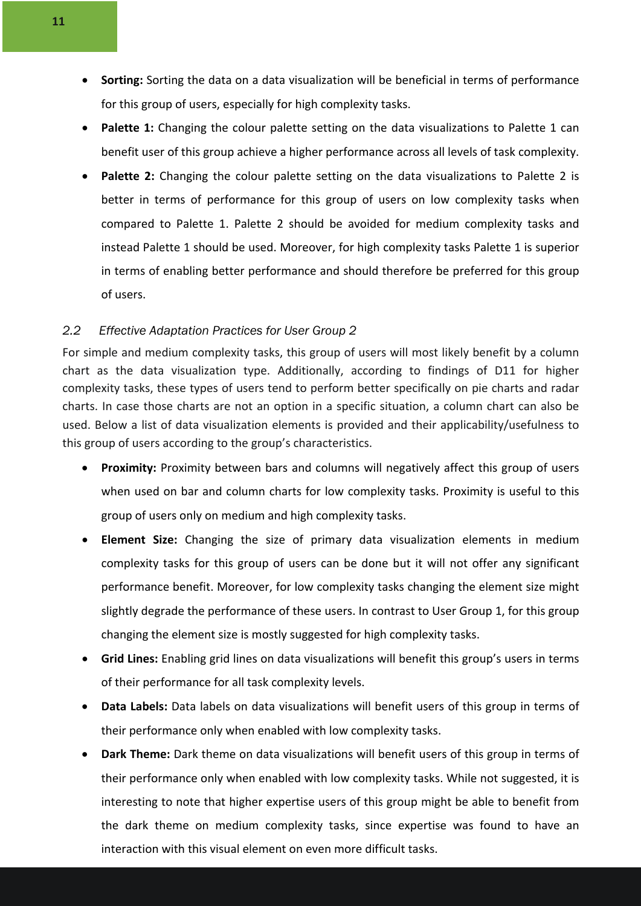- **Sorting:** Sorting the data on a data visualization will be beneficial in terms of performance for this group of users, especially for high complexity tasks.
- **Palette 1:** Changing the colour palette setting on the data visualizations to Palette 1 can benefit user of this group achieve a higher performance across all levels of task complexity.
- **Palette 2:** Changing the colour palette setting on the data visualizations to Palette 2 is better in terms of performance for this group of users on low complexity tasks when compared to Palette 1. Palette 2 should be avoided for medium complexity tasks and instead Palette 1 should be used. Moreover, for high complexity tasks Palette 1 is superior in terms of enabling better performance and should therefore be preferred for this group of users.

## *2.2 Effective Adaptation Practices for User Group 2*

For simple and medium complexity tasks, this group of users will most likely benefit by a column chart as the data visualization type. Additionally, according to findings of D11 for higher complexity tasks, these types of users tend to perform better specifically on pie charts and radar charts. In case those charts are not an option in a specific situation, a column chart can also be used. Below a list of data visualization elements is provided and their applicability/usefulness to this group of users according to the group's characteristics.

- **Proximity:** Proximity between bars and columns will negatively affect this group of users when used on bar and column charts for low complexity tasks. Proximity is useful to this group of users only on medium and high complexity tasks.
- **Element Size:** Changing the size of primary data visualization elements in medium complexity tasks for this group of users can be done but it will not offer any significant performance benefit. Moreover, for low complexity tasks changing the element size might slightly degrade the performance of these users. In contrast to User Group 1, for this group changing the element size is mostly suggested for high complexity tasks.
- **Grid Lines:** Enabling grid lines on data visualizations will benefit this group's users in terms of their performance for all task complexity levels.
- **Data Labels:** Data labels on data visualizations will benefit users of this group in terms of their performance only when enabled with low complexity tasks.
- **Dark Theme:** Dark theme on data visualizations will benefit users of this group in terms of their performance only when enabled with low complexity tasks. While not suggested, it is interesting to note that higher expertise users of this group might be able to benefit from the dark theme on medium complexity tasks, since expertise was found to have an interaction with this visual element on even more difficult tasks.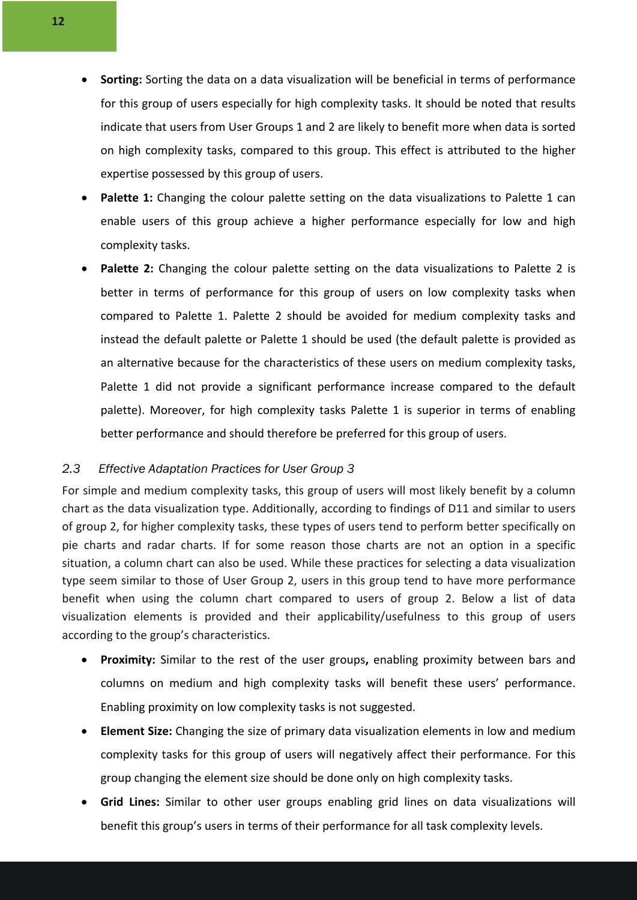- **Sorting:** Sorting the data on a data visualization will be beneficial in terms of performance for this group of users especially for high complexity tasks. It should be noted that results indicate that users from User Groups 1 and 2 are likely to benefit more when data is sorted on high complexity tasks, compared to this group. This effect is attributed to the higher expertise possessed by this group of users.
- **Palette 1:** Changing the colour palette setting on the data visualizations to Palette 1 can enable users of this group achieve a higher performance especially for low and high complexity tasks.
- **Palette 2:** Changing the colour palette setting on the data visualizations to Palette 2 is better in terms of performance for this group of users on low complexity tasks when compared to Palette 1. Palette 2 should be avoided for medium complexity tasks and instead the default palette or Palette 1 should be used (the default palette is provided as an alternative because for the characteristics of these users on medium complexity tasks, Palette 1 did not provide a significant performance increase compared to the default palette). Moreover, for high complexity tasks Palette 1 is superior in terms of enabling better performance and should therefore be preferred for this group of users.

### *2.3 Effective Adaptation Practices for User Group 3*

For simple and medium complexity tasks, this group of users will most likely benefit by a column chart as the data visualization type. Additionally, according to findings of D11 and similar to users of group 2, for higher complexity tasks, these types of users tend to perform better specifically on pie charts and radar charts. If for some reason those charts are not an option in a specific situation, a column chart can also be used. While these practices for selecting a data visualization type seem similar to those of User Group 2, users in this group tend to have more performance benefit when using the column chart compared to users of group 2. Below a list of data visualization elements is provided and their applicability/usefulness to this group of users according to the group's characteristics.

- **Proximity:** Similar to the rest of the user groups**,** enabling proximity between bars and columns on medium and high complexity tasks will benefit these users' performance. Enabling proximity on low complexity tasks is not suggested.
- **Element Size:** Changing the size of primary data visualization elements in low and medium complexity tasks for this group of users will negatively affect their performance. For this group changing the element size should be done only on high complexity tasks.
- **Grid Lines:** Similar to other user groups enabling grid lines on data visualizations will benefit this group's users in terms of their performance for all task complexity levels.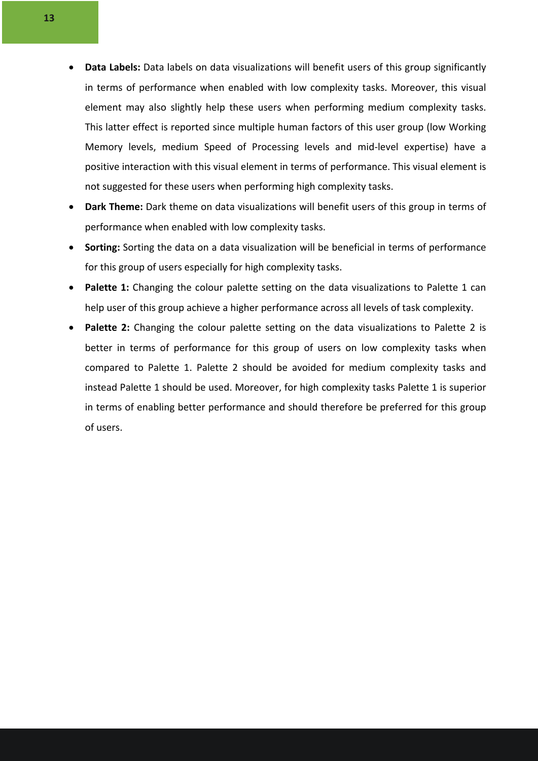- **Data Labels:** Data labels on data visualizations will benefit users of this group significantly in terms of performance when enabled with low complexity tasks. Moreover, this visual element may also slightly help these users when performing medium complexity tasks. This latter effect is reported since multiple human factors of this user group (low Working Memory levels, medium Speed of Processing levels and mid-level expertise) have a positive interaction with this visual element in terms of performance. This visual element is not suggested for these users when performing high complexity tasks.
- **Dark Theme:** Dark theme on data visualizations will benefit users of this group in terms of performance when enabled with low complexity tasks.
- **Sorting:** Sorting the data on a data visualization will be beneficial in terms of performance for this group of users especially for high complexity tasks.
- **Palette 1:** Changing the colour palette setting on the data visualizations to Palette 1 can help user of this group achieve a higher performance across all levels of task complexity.
- **Palette 2:** Changing the colour palette setting on the data visualizations to Palette 2 is better in terms of performance for this group of users on low complexity tasks when compared to Palette 1. Palette 2 should be avoided for medium complexity tasks and instead Palette 1 should be used. Moreover, for high complexity tasks Palette 1 is superior in terms of enabling better performance and should therefore be preferred for this group of users.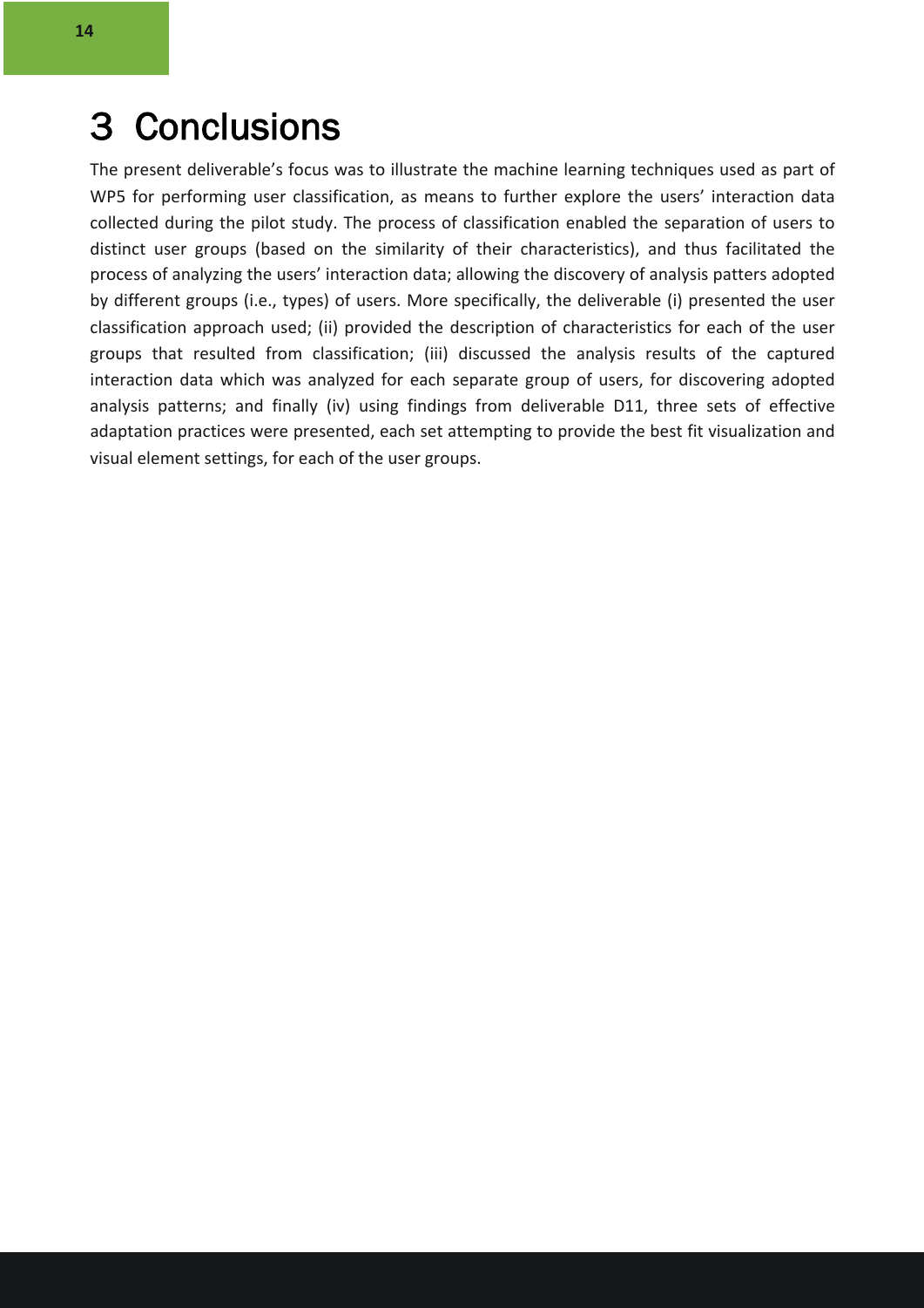# 3 Conclusions

The present deliverable's focus was to illustrate the machine learning techniques used as part of WP5 for performing user classification, as means to further explore the users' interaction data collected during the pilot study. The process of classification enabled the separation of users to distinct user groups (based on the similarity of their characteristics), and thus facilitated the process of analyzing the users' interaction data; allowing the discovery of analysis patters adopted by different groups (i.e., types) of users. More specifically, the deliverable (i) presented the user classification approach used; (ii) provided the description of characteristics for each of the user groups that resulted from classification; (iii) discussed the analysis results of the captured interaction data which was analyzed for each separate group of users, for discovering adopted analysis patterns; and finally (iv) using findings from deliverable D11, three sets of effective adaptation practices were presented, each set attempting to provide the best fit visualization and visual element settings, for each of the user groups.